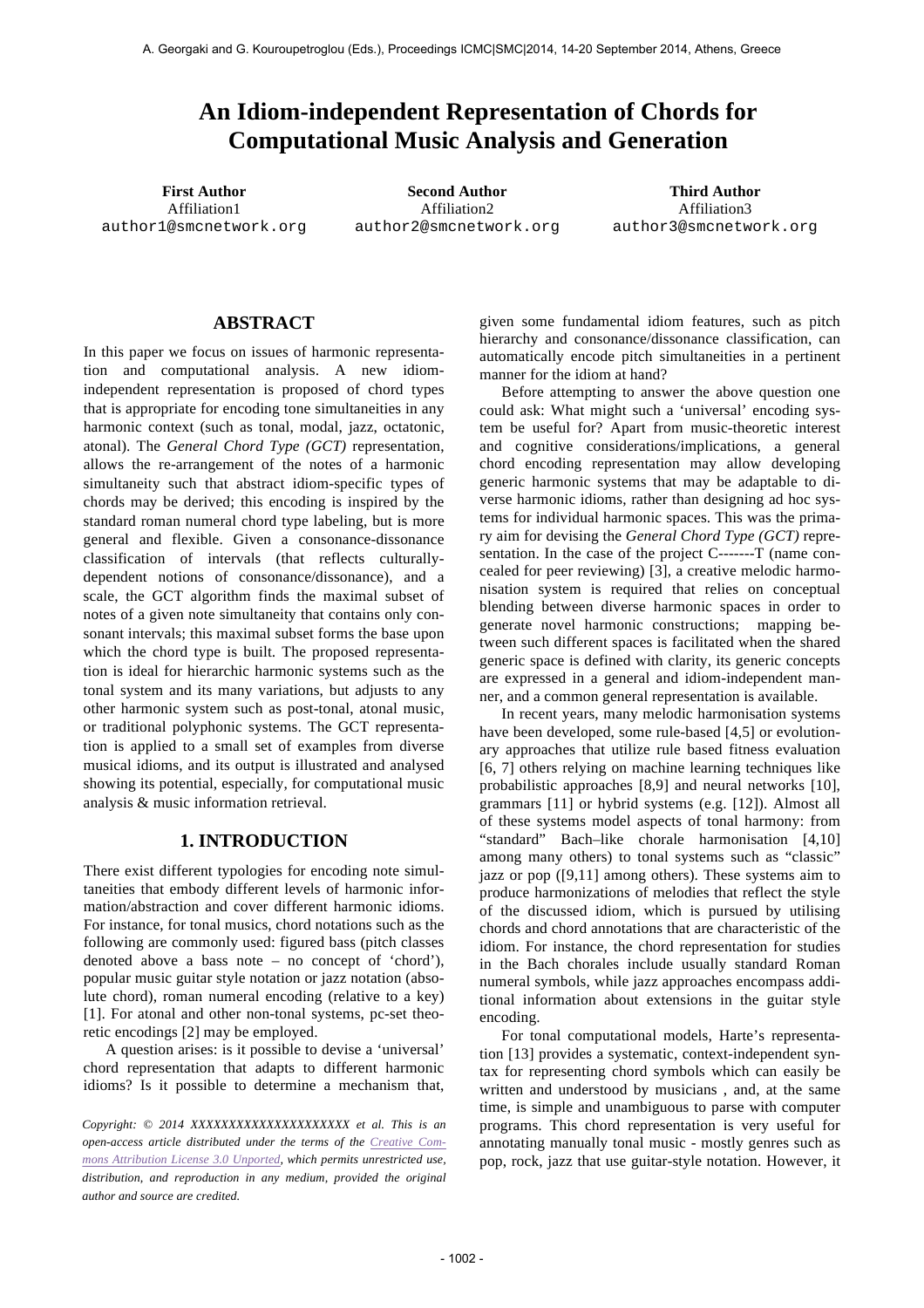# An Idiom-independent Representation of Chords for Computational Music Analysis and Generation

**First Author**
Affiliation1
author1@smcnetwork.org

**Second Author**
Affiliation2
author2@smcnetwork.org

**Third Author**
Affiliation3
author3@smcnetwork.org

## ABSTRACT

In this paper we focus on issues of harmonic representation and computational analysis. A new idiom-independent representation is proposed of chord types that is appropriate for encoding tone simultaneities in any harmonic context (such as tonal, modal, jazz, octatonic, atonal). The *General Chord Type (GCT)* representation, allows the re-arrangement of the notes of a harmonic simultaneity such that abstract idiom-specific types of chords may be derived; this encoding is inspired by the standard roman numeral chord type labeling, but is more general and flexible. Given a consonance-dissonance classification of intervals (that reflects culturally-dependent notions of consonance/dissonance), and a scale, the GCT algorithm finds the maximal subset of notes of a given note simultaneity that contains only consonant intervals; this maximal subset forms the base upon which the chord type is built. The proposed representation is ideal for hierarchic harmonic systems such as the tonal system and its many variations, but adjusts to any other harmonic system such as post-tonal, atonal music, or traditional polyphonic systems. The GCT representation is applied to a small set of examples from diverse musical idioms, and its output is illustrated and analysed showing its potential, especially, for computational music analysis & music information retrieval.

## 1. INTRODUCTION

There exist different typologies for encoding note simultaneities that embody different levels of harmonic information/abstraction and cover different harmonic idioms. For instance, for tonal musics, chord notations such as the following are commonly used: figured bass (pitch classes denoted above a bass note – no concept of 'chord'), popular music guitar style notation or jazz notation (absolute chord), roman numeral encoding (relative to a key) [1]. For atonal and other non-tonal systems, pc-set theoretic encodings [2] may be employed.

A question arises: is it possible to devise a 'universal' chord representation that adapts to different harmonic idioms? Is it possible to determine a mechanism that, given some fundamental idiom features, such as pitch hierarchy and consonance/dissonance classification, can automatically encode pitch simultaneities in a pertinent manner for the idiom at hand?

Before attempting to answer the above question one could ask: What might such a 'universal' encoding system be useful for? Apart from music-theoretic interest and cognitive considerations/implications, a general chord encoding representation may allow developing generic harmonic systems that may be adaptable to diverse harmonic idioms, rather than designing ad hoc systems for individual harmonic spaces. This was the primary aim for devising the *General Chord Type (GCT)* representation. In the case of the project C-------T (name concealed for peer reviewing) [3], a creative melodic harmonisation system is required that relies on conceptual blending between diverse harmonic spaces in order to generate novel harmonic constructions; mapping between such different spaces is facilitated when the shared generic space is defined with clarity, its generic concepts are expressed in a general and idiom-independent manner, and a common general representation is available.

In recent years, many melodic harmonisation systems have been developed, some rule-based [4,5] or evolutionary approaches that utilize rule based fitness evaluation [6, 7] others relying on machine learning techniques like probabilistic approaches [8,9] and neural networks [10], grammars [11] or hybrid systems (e.g. [12]). Almost all of these systems model aspects of tonal harmony: from "standard" Bach–like chorale harmonisation [4,10] among many others) to tonal systems such as "classic" jazz or pop ([9,11] among others). These systems aim to produce harmonizations of melodies that reflect the style of the discussed idiom, which is pursued by utilising chords and chord annotations that are characteristic of the idiom. For instance, the chord representation for studies in the Bach chorales include usually standard Roman numeral symbols, while jazz approaches encompass additional information about extensions in the guitar style encoding.

For tonal computational models, Harte's representation [13] provides a systematic, context-independent syntax for representing chord symbols which can easily be written and understood by musicians , and, at the same time, is simple and unambiguous to parse with computer programs. This chord representation is very useful for annotating manually tonal music - mostly genres such as pop, rock, jazz that use guitar-style notation. However, it

*Copyright: © 2014 XXXXXXXXXXXXXXXXXXXXX et al. This is an open-access article distributed under the terms of the Creative Commons Attribution License 3.0 Unported, which permits unrestricted use, distribution, and reproduction in any medium, provided the original author and source are credited.*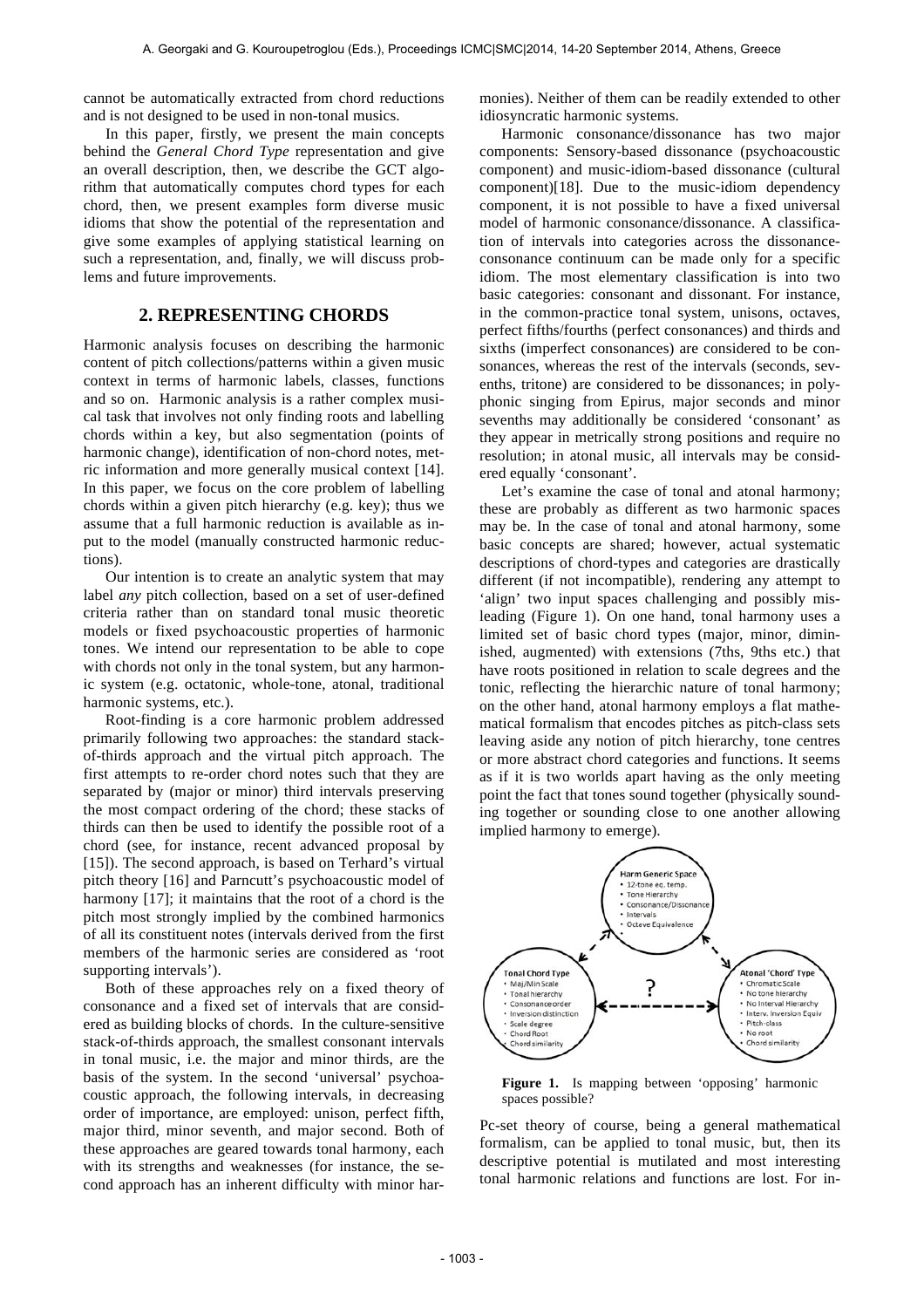cannot be automatically extracted from chord reductions and is not designed to be used in non-tonal musics.

In this paper, firstly, we present the main concepts behind the *General Chord Type* representation and give an overall description, then, we describe the GCT algorithm that automatically computes chord types for each chord, then, we present examples form diverse music idioms that show the potential of the representation and give some examples of applying statistical learning on such a representation, and, finally, we will discuss problems and future improvements.

## 2. REPRESENTING CHORDS

Harmonic analysis focuses on describing the harmonic content of pitch collections/patterns within a given music context in terms of harmonic labels, classes, functions and so on. Harmonic analysis is a rather complex musical task that involves not only finding roots and labelling chords within a key, but also segmentation (points of harmonic change), identification of non-chord notes, metric information and more generally musical context [14]. In this paper, we focus on the core problem of labelling chords within a given pitch hierarchy (e.g. key); thus we assume that a full harmonic reduction is available as input to the model (manually constructed harmonic reductions).

Our intention is to create an analytic system that may label *any* pitch collection, based on a set of user-defined criteria rather than on standard tonal music theoretic models or fixed psychoacoustic properties of harmonic tones. We intend our representation to be able to cope with chords not only in the tonal system, but any harmonic system (e.g. octatonic, whole-tone, atonal, traditional harmonic systems, etc.).

Root-finding is a core harmonic problem addressed primarily following two approaches: the standard stack-of-thirds approach and the virtual pitch approach. The first attempts to re-order chord notes such that they are separated by (major or minor) third intervals preserving the most compact ordering of the chord; these stacks of thirds can then be used to identify the possible root of a chord (see, for instance, recent advanced proposal by [15]). The second approach, is based on Terhard's virtual pitch theory [16] and Parncutt's psychoacoustic model of harmony [17]; it maintains that the root of a chord is the pitch most strongly implied by the combined harmonics of all its constituent notes (intervals derived from the first members of the harmonic series are considered as 'root supporting intervals').

Both of these approaches rely on a fixed theory of consonance and a fixed set of intervals that are considered as building blocks of chords. In the culture-sensitive stack-of-thirds approach, the smallest consonant intervals in tonal music, i.e. the major and minor thirds, are the basis of the system. In the second 'universal' psychoacoustic approach, the following intervals, in decreasing order of importance, are employed: unison, perfect fifth, major third, minor seventh, and major second. Both of these approaches are geared towards tonal harmony, each with its strengths and weaknesses (for instance, the second approach has an inherent difficulty with minor harmonies). Neither of them can be readily extended to other idiosyncratic harmonic systems.

Harmonic consonance/dissonance has two major components: Sensory-based dissonance (psychoacoustic component) and music-idiom-based dissonance (cultural component)[18]. Due to the music-idiom dependency component, it is not possible to have a fixed universal model of harmonic consonance/dissonance. A classification of intervals into categories across the dissonance-consonance continuum can be made only for a specific idiom. The most elementary classification is into two basic categories: consonant and dissonant. For instance, in the common-practice tonal system, unisons, octaves, perfect fifths/fourths (perfect consonances) and thirds and sixths (imperfect consonances) are considered to be consonances, whereas the rest of the intervals (seconds, sevenths, tritone) are considered to be dissonances; in polyphonic singing from Epirus, major seconds and minor sevenths may additionally be considered 'consonant' as they appear in metrically strong positions and require no resolution; in atonal music, all intervals may be considered equally 'consonant'.

Let's examine the case of tonal and atonal harmony; these are probably as different as two harmonic spaces may be. In the case of tonal and atonal harmony, some basic concepts are shared; however, actual systematic descriptions of chord-types and categories are drastically different (if not incompatible), rendering any attempt to 'align' two input spaces challenging and possibly misleading (Figure 1). On one hand, tonal harmony uses a limited set of basic chord types (major, minor, diminished, augmented) with extensions (7ths, 9ths etc.) that have roots positioned in relation to scale degrees and the tonic, reflecting the hierarchic nature of tonal harmony; on the other hand, atonal harmony employs a flat mathematical formalism that encodes pitches as pitch-class sets leaving aside any notion of pitch hierarchy, tone centres or more abstract chord categories and functions. It seems as if it is two worlds apart having as the only meeting point the fact that tones sound together (physically sounding together or sounding close to one another allowing implied harmony to emerge).

**Figure 1.** Is mapping between 'opposing' harmonic spaces possible?

Pc-set theory of course, being a general mathematical formalism, can be applied to tonal music, but, then its descriptive potential is mutilated and most interesting tonal harmonic relations and functions are lost. For in-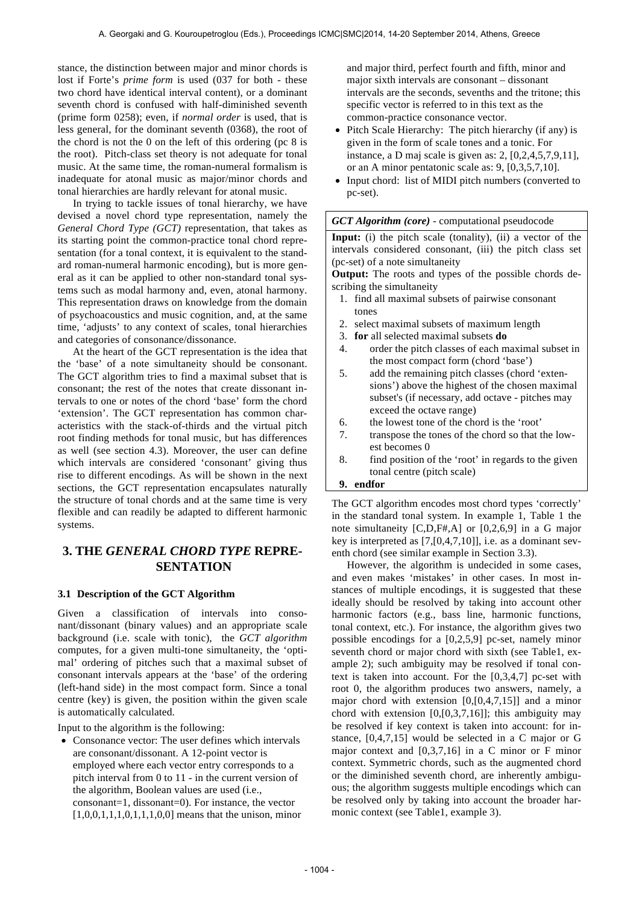stance, the distinction between major and minor chords is lost if Forte's *prime form* is used (037 for both - these two chord have identical interval content), or a dominant seventh chord is confused with half-diminished seventh (prime form 0258); even, if *normal order* is used, that is less general, for the dominant seventh (0368), the root of the chord is not the 0 on the left of this ordering (pc 8 is the root). Pitch-class set theory is not adequate for tonal music. At the same time, the roman-numeral formalism is inadequate for atonal music as major/minor chords and tonal hierarchies are hardly relevant for atonal music.

In trying to tackle issues of tonal hierarchy, we have devised a novel chord type representation, namely the *General Chord Type (GCT)* representation, that takes as its starting point the common-practice tonal chord representation (for a tonal context, it is equivalent to the standard roman-numeral harmonic encoding), but is more general as it can be applied to other non-standard tonal systems such as modal harmony and, even, atonal harmony. This representation draws on knowledge from the domain of psychoacoustics and music cognition, and, at the same time, 'adjusts' to any context of scales, tonal hierarchies and categories of consonance/dissonance.

At the heart of the GCT representation is the idea that the 'base' of a note simultaneity should be consonant. The GCT algorithm tries to find a maximal subset that is consonant; the rest of the notes that create dissonant intervals to one or notes of the chord 'base' form the chord 'extension'. The GCT representation has common characteristics with the stack-of-thirds and the virtual pitch root finding methods for tonal music, but has differences as well (see section 4.3). Moreover, the user can define which intervals are considered 'consonant' giving thus rise to different encodings. As will be shown in the next sections, the GCT representation encapsulates naturally the structure of tonal chords and at the same time is very flexible and can readily be adapted to different harmonic systems.

## 3. THE *GENERAL CHORD TYPE* REPRESENTATION

### 3.1 Description of the GCT Algorithm

Given a classification of intervals into consonant/dissonant (binary values) and an appropriate scale background (i.e. scale with tonic), the *GCT algorithm* computes, for a given multi-tone simultaneity, the 'optimal' ordering of pitches such that a maximal subset of consonant intervals appears at the 'base' of the ordering (left-hand side) in the most compact form. Since a tonal centre (key) is given, the position within the given scale is automatically calculated.

Input to the algorithm is the following:

- Consonance vector: The user defines which intervals are consonant/dissonant. A 12-point vector is employed where each vector entry corresponds to a pitch interval from 0 to 11 - in the current version of the algorithm, Boolean values are used (i.e., consonant=1, dissonant=0). For instance, the vector [1,0,0,1,1,1,0,1,1,1,0,0] means that the unison, minor and major third, perfect fourth and fifth, minor and major sixth intervals are consonant – dissonant intervals are the seconds, sevenths and the tritone; this specific vector is referred to in this text as the common-practice consonance vector.
- Pitch Scale Hierarchy: The pitch hierarchy (if any) is given in the form of scale tones and a tonic. For instance, a D maj scale is given as: 2, [0,2,4,5,7,9,11], or an A minor pentatonic scale as: 9, [0,3,5,7,10].
- Input chord: list of MIDI pitch numbers (converted to pc-set).

| *GCT Algorithm (core)* - computational pseudocode |
|---|
| **Input:** (i) the pitch scale (tonality), (ii) a vector of the intervals considered consonant, (iii) the pitch class set (pc-set) of a note simultaneity |
| **Output:** The roots and types of the possible chords describing the simultaneity |
| 1. find all maximal subsets of pairwise consonant tones |
| 2. select maximal subsets of maximum length |
| 3. **for** all selected maximal subsets **do** |
| 4. order the pitch classes of each maximal subset in the most compact form (chord 'base') |
| 5. add the remaining pitch classes (chord 'extensions') above the highest of the chosen maximal subset's (if necessary, add octave - pitches may exceed the octave range) |
| 6. the lowest tone of the chord is the 'root' |
| 7. transpose the tones of the chord so that the lowest becomes 0 |
| 8. find position of the 'root' in regards to the given tonal centre (pitch scale) |
| 9. **endfor** |

The GCT algorithm encodes most chord types 'correctly' in the standard tonal system. In example 1, Table 1 the note simultaneity [C,D,F#,A] or [0,2,6,9] in a G major key is interpreted as [7,[0,4,7,10]], i.e. as a dominant seventh chord (see similar example in Section 3.3).

However, the algorithm is undecided in some cases, and even makes 'mistakes' in other cases. In most instances of multiple encodings, it is suggested that these ideally should be resolved by taking into account other harmonic factors (e.g., bass line, harmonic functions, tonal context, etc.). For instance, the algorithm gives two possible encodings for a [0,2,5,9] pc-set, namely minor seventh chord or major chord with sixth (see Table1, example 2); such ambiguity may be resolved if tonal context is taken into account. For the [0,3,4,7] pc-set with root 0, the algorithm produces two answers, namely, a major chord with extension [0,[0,4,7,15]] and a minor chord with extension [0,[0,3,7,16]]; this ambiguity may be resolved if key context is taken into account: for instance, [0,4,7,15] would be selected in a C major or G major context and [0,3,7,16] in a C minor or F minor context. Symmetric chords, such as the augmented chord or the diminished seventh chord, are inherently ambiguous; the algorithm suggests multiple encodings which can be resolved only by taking into account the broader harmonic context (see Table1, example 3).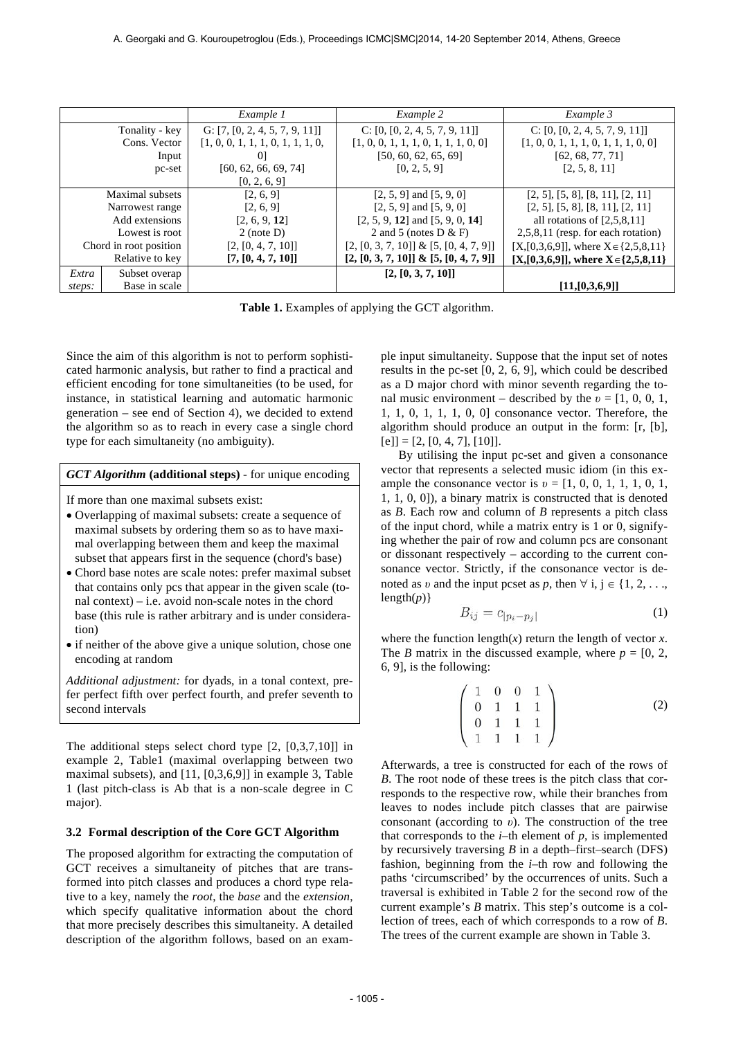| | | *Example 1* | *Example 2* | *Example 3* |
|---|---|---|---|---|
| | Tonality - key | G: [7, [0, 2, 4, 5, 7, 9, 11]] | C: [0, [0, 2, 4, 5, 7, 9, 11]] | C: [0, [0, 2, 4, 5, 7, 9, 11]] |
| | Cons. Vector | [1, 0, 0, 1, 1, 1, 0, 1, 1, 1, 0, 0] | [1, 0, 0, 1, 1, 1, 0, 1, 1, 1, 0, 0] | [1, 0, 0, 1, 1, 1, 0, 1, 1, 1, 0, 0] |
| | Input | [60, 62, 66, 69, 74] | [50, 60, 62, 65, 69] | [62, 68, 77, 71] |
| | pc-set | [0, 2, 6, 9] | [0, 2, 5, 9] | [2, 5, 8, 11] |
| | Maximal subsets | [2, 6, 9] | [2, 5, 9] and [5, 9, 0] | [2, 5], [5, 8], [8, 11], [2, 11] |
| | Narrowest range | [2, 6, 9] | [2, 5, 9] and [5, 9, 0] | [2, 5], [5, 8], [8, 11], [2, 11] |
| | Add extensions | [2, 6, 9, **12**] | [2, 5, 9, **12**] and [5, 9, 0, **14**] | all rotations of [2,5,8,11] |
| | Lowest is root | 2 (note D) | 2 and 5 (notes D & F) | 2,5,8,11 (resp. for each rotation) |
| | Chord in root position | [2, [0, 4, 7, 10]] | [2, [0, 3, 7, 10]] & [5, [0, 4, 7, 9]] | [X,[0,3,6,9]], where X∈{2,5,8,11} |
| | Relative to key | **[7, [0, 4, 7, 10]]** | **[2, [0, 3, 7, 10]] & [5, [0, 4, 7, 9]]** | **[X,[0,3,6,9]], where X∈{2,5,8,11}** |
| *Extra* | Subset overap | | **[2, [0, 3, 7, 10]]** | |
| *steps:* | Base in scale | | | **[11,[0,3,6,9]]** |

**Table 1.** Examples of applying the GCT algorithm.

Since the aim of this algorithm is not to perform sophisticated harmonic analysis, but rather to find a practical and efficient encoding for tone simultaneities (to be used, for instance, in statistical learning and automatic harmonic generation – see end of Section 4), we decided to extend the algorithm so as to reach in every case a single chord type for each simultaneity (no ambiguity).

***GCT Algorithm*** **(additional steps)** - for unique encoding

If more than one maximal subsets exist:

- Overlapping of maximal subsets: create a sequence of maximal subsets by ordering them so as to have maximal overlapping between them and keep the maximal subset that appears first in the sequence (chord's base)
- Chord base notes are scale notes: prefer maximal subset that contains only pcs that appear in the given scale (tonal context) – i.e. avoid non-scale notes in the chord base (this rule is rather arbitrary and is under consideration)
- if neither of the above give a unique solution, chose one encoding at random

*Additional adjustment:* for dyads, in a tonal context, prefer perfect fifth over perfect fourth, and prefer seventh to second intervals

The additional steps select chord type [2, [0,3,7,10]] in example 2, Table1 (maximal overlapping between two maximal subsets), and [11, [0,3,6,9]] in example 3, Table 1 (last pitch-class is Ab that is a non-scale degree in C major).

### 3.2 Formal description of the Core GCT Algorithm

The proposed algorithm for extracting the computation of GCT receives a simultaneity of pitches that are transformed into pitch classes and produces a chord type relative to a key, namely the *root*, the *base* and the *extension*, which specify qualitative information about the chord that more precisely describes this simultaneity. A detailed description of the algorithm follows, based on an example input simultaneity. Suppose that the input set of notes results in the pc-set [0, 2, 6, 9], which could be described as a D major chord with minor seventh regarding the tonal music environment – described by the $\upsilon = [1, 0, 0, 1, 1, 1, 0, 1, 1, 1, 0, 0]$ consonance vector. Therefore, the algorithm should produce an output in the form: [r, [b], [e]] = [2, [0, 4, 7], [10]].

By utilising the input pc-set and given a consonance vector that represents a selected music idiom (in this example the consonance vector is $\upsilon = [1, 0, 0, 1, 1, 1, 0, 1, 1, 1, 0, 0]$), a binary matrix is constructed that is denoted as *B*. Each row and column of *B* represents a pitch class of the input chord, while a matrix entry is 1 or 0, signifying whether the pair of row and column pcs are consonant or dissonant respectively – according to the current consonance vector. Strictly, if the consonance vector is denoted as $\upsilon$ and the input pcset as $p$, then $\forall$ i, j $\in$ {1, 2, . . ., length($p$)}

$$B_{ij} = c_{|p_i - p_j|} \tag{1}$$

where the function length($x$) return the length of vector $x$. The *B* matrix in the discussed example, where $p$ = [0, 2, 6, 9], is the following:

$$\begin{pmatrix} 1 & 0 & 0 & 1 \\ 0 & 1 & 1 & 1 \\ 0 & 1 & 1 & 1 \\ 1 & 1 & 1 & 1 \end{pmatrix} \tag{2}$$

Afterwards, a tree is constructed for each of the rows of *B*. The root node of these trees is the pitch class that corresponds to the respective row, while their branches from leaves to nodes include pitch classes that are pairwise consonant (according to $\upsilon$). The construction of the tree that corresponds to the $i$–th element of $p$, is implemented by recursively traversing *B* in a depth–first–search (DFS) fashion, beginning from the $i$–th row and following the paths 'circumscribed' by the occurrences of units. Such a traversal is exhibited in Table 2 for the second row of the current example's *B* matrix. This step's outcome is a collection of trees, each of which corresponds to a row of *B*. The trees of the current example are shown in Table 3.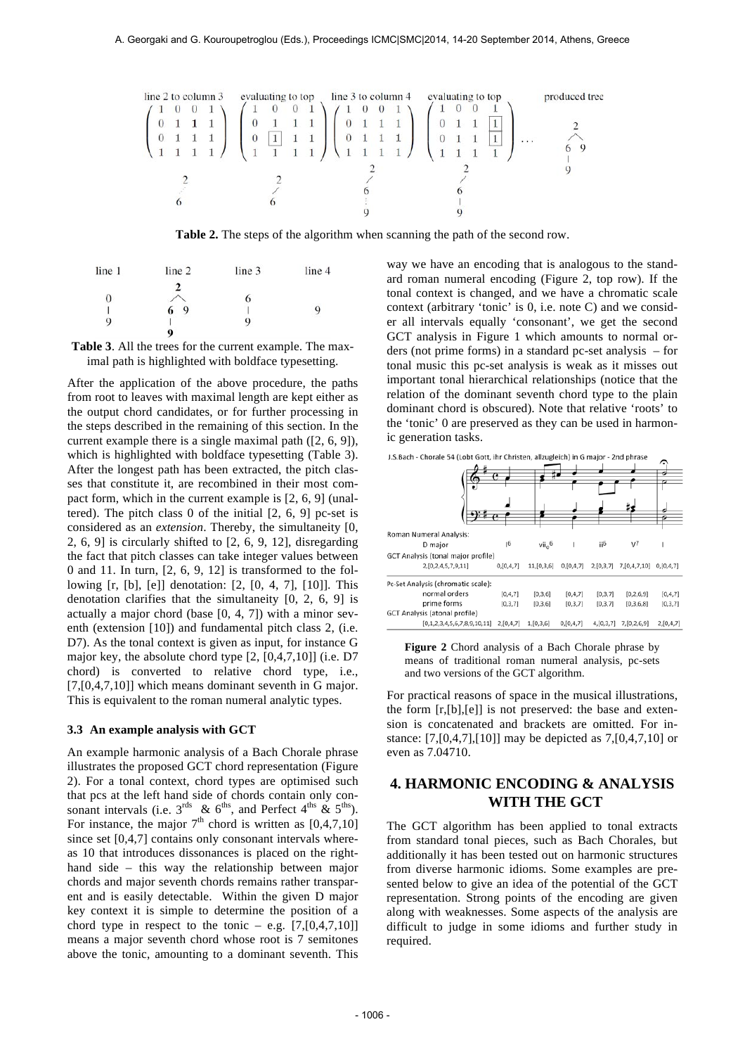| line 2 to column 3 | evaluating to top | line 3 to column 4 | evaluating to top | produced tree |
|---|---|---|---|---|
| $\begin{pmatrix} 1 & 0 & 0 & 1 \\ 0 & 1 & \mathbf{1} & 1 \\ 0 & 1 & 1 & 1 \\ 1 & 1 & 1 & 1 \end{pmatrix}$ | $\begin{pmatrix} 1 & 0 & 0 & 1 \\ 0 & 1 & 1 & 1 \\ 0 & \boxed{1} & 1 & 1 \\ 1 & 1 & 1 & 1 \end{pmatrix}$ | $\begin{pmatrix} 1 & 0 & 0 & 1 \\ 0 & 1 & 1 & 1 \\ 0 & 1 & 1 & 1 \\ 1 & 1 & 1 & 1 \end{pmatrix}$ | $\begin{pmatrix} 1 & 0 & 0 & 1 \\ 0 & 1 & 1 & \boxed{1} \\ 0 & 1 & 1 & \boxed{1} \\ 1 & 1 & 1 & 1 \end{pmatrix}$ ... | 2 → 6, 9; 6 → 9 |
| 2 ⋯ 6 | 2 / 6 | 2 / 6 ⋮ 9 | 2 / 6 \| 9 | |

**Table 2.** The steps of the algorithm when scanning the path of the second row.

| line 1 | line 2 | line 3 | line 4 |
|---|---|---|---|
| 0 \| 9 | **2** → **6**, 9; **6** \| **9** | 6 \| 9 | 9 |

**Table 3**. All the trees for the current example. The maximal path is highlighted with boldface typesetting.

After the application of the above procedure, the paths from root to leaves with maximal length are kept either as the output chord candidates, or for further processing in the steps described in the remaining of this section. In the current example there is a single maximal path ([2, 6, 9]), which is highlighted with boldface typesetting (Table 3). After the longest path has been extracted, the pitch classes that constitute it, are recombined in their most compact form, which in the current example is [2, 6, 9] (unaltered). The pitch class 0 of the initial [2, 6, 9] pc-set is considered as an *extension*. Thereby, the simultaneity [0, 2, 6, 9] is circularly shifted to [2, 6, 9, 12], disregarding the fact that pitch classes can take integer values between 0 and 11. In turn, [2, 6, 9, 12] is transformed to the following [r, [b], [e]] denotation: [2, [0, 4, 7], [10]]. This denotation clarifies that the simultaneity [0, 2, 6, 9] is actually a major chord (base [0, 4, 7]) with a minor seventh (extension [10]) and fundamental pitch class 2, (i.e. D7). As the tonal context is given as input, for instance G major key, the absolute chord type [2, [0,4,7,10]] (i.e. D7 chord) is converted to relative chord type, i.e., [7,[0,4,7,10]] which means dominant seventh in G major. This is equivalent to the roman numeral analytic types.

### 3.3 An example analysis with GCT

An example harmonic analysis of a Bach Chorale phrase illustrates the proposed GCT chord representation (Figure 2). For a tonal context, chord types are optimised such that pcs at the left hand side of chords contain only consonant intervals (i.e. 3[rds] & 6[ths], and Perfect 4[ths] & 5[ths]). For instance, the major 7[th] chord is written as [0,4,7,10] since set [0,4,7] contains only consonant intervals whereas 10 that introduces dissonances is placed on the right-hand side – this way the relationship between major chords and major seventh chords remains rather transparent and is easily detectable. Within the given D major key context it is simple to determine the position of a chord type in respect to the tonic – e.g. [7,[0,4,7,10]] means a major seventh chord whose root is 7 semitones above the tonic, amounting to a dominant seventh. This way we have an encoding that is analogous to the standard roman numeral encoding (Figure 2, top row). If the tonal context is changed, and we have a chromatic scale context (arbitrary 'tonic' is 0, i.e. note C) and we consider all intervals equally 'consonant', we get the second GCT analysis in Figure 1 which amounts to normal orders (not prime forms) in a standard pc-set analysis – for tonal music this pc-set analysis is weak as it misses out important tonal hierarchical relationships (notice that the relation of the dominant seventh chord type to the plain dominant chord is obscured). Note that relative 'roots' to the 'tonic' 0 are preserved as they can be used in harmonic generation tasks.

J.S.Bach - Chorale 54 (Lobt Gott, ihr Christen, allzugleich) in G major - 2nd phrase

| | | | | | | |
|---|---|---|---|---|---|---|
| **Roman Numeral Analysis:** | | | | | | |
| D major | I6 | vii$_o$6 | I | ii6 | V7 | I |
| **GCT Analysis (tonal major profile)** | | | | | | |
| 2,[0,2,4,5,7,9,11] | 0,[0,4,7] | 11,[0,3,6] | 0,[0,4,7] | 2,[0,3,7] | 7,[0,4,7,10] | 0,[0,4,7] |
| **Pc-Set Analysis (chromatic scale):** | | | | | | |
| normal orders | [0,4,7] | [0,3,6] | [0,4,7] | [0,3,7] | [0,2,6,9] | [0,4,7] |
| prime forms | [0,3,7] | [0,3,6] | [0,3,7] | [0,3,7] | [0,3,6,8] | [0,3,7] |
| **GCT Analysis (atonal profile)** | | | | | | |
| [0,1,2,3,4,5,6,7,8,9,10,11] | 2,[0,4,7] | 1,[0,3,6] | 0,[0,4,7] | 4,[0,3,7] | 7,[0,2,6,9] | 2,[0,4,7] |

**Figure 2** Chord analysis of a Bach Chorale phrase by means of traditional roman numeral analysis, pc-sets and two versions of the GCT algorithm.

For practical reasons of space in the musical illustrations, the form [r,[b],[e]] is not preserved: the base and extension is concatenated and brackets are omitted. For instance: [7,[0,4,7],[10]] may be depicted as 7,[0,4,7,10] or even as 7.04710.

## 4. HARMONIC ENCODING & ANALYSIS WITH THE GCT

The GCT algorithm has been applied to tonal extracts from standard tonal pieces, such as Bach Chorales, but additionally it has been tested out on harmonic structures from diverse harmonic idioms. Some examples are presented below to give an idea of the potential of the GCT representation. Strong points of the encoding are given along with weaknesses. Some aspects of the analysis are difficult to judge in some idioms and further study in required.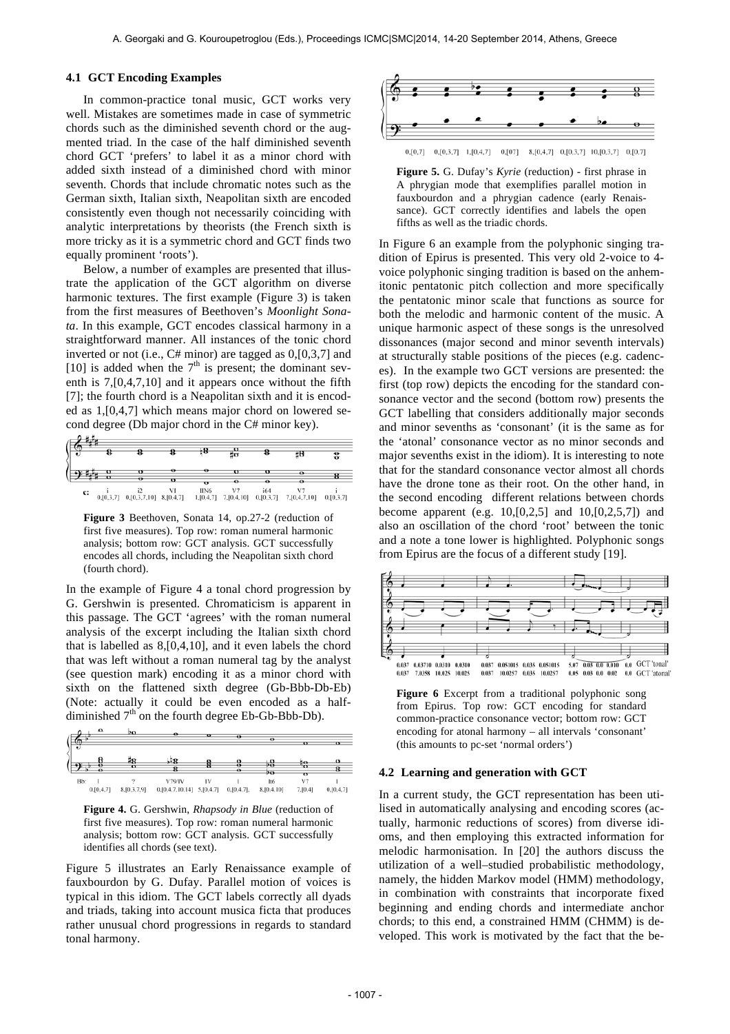### 4.1 GCT Encoding Examples

In common-practice tonal music, GCT works very well. Mistakes are sometimes made in case of symmetric chords such as the diminished seventh chord or the augmented triad. In the case of the half diminished seventh chord GCT 'prefers' to label it as a minor chord with added sixth instead of a diminished chord with minor seventh. Chords that include chromatic notes such as the German sixth, Italian sixth, Neapolitan sixth are encoded consistently even though not necessarily coinciding with analytic interpretations by theorists (the French sixth is more tricky as it is a symmetric chord and GCT finds two equally prominent 'roots').

Below, a number of examples are presented that illustrate the application of the GCT algorithm on diverse harmonic textures. The first example (Figure 3) is taken from the first measures of Beethoven's *Moonlight Sonata*. In this example, GCT encodes classical harmony in a straightforward manner. All instances of the tonic chord inverted or not (i.e., C# minor) are tagged as 0,[0,3,7] and [10] is added when the 7th is present; the dominant seventh is 7,[0,4,7,10] and it appears once without the fifth [7]; the fourth chord is a Neapolitan sixth and it is encoded as 1,[0,4,7] which means major chord on lowered second degree (Db major chord in the C# minor key).

**Figure 3** Beethoven, Sonata 14, op.27-2 (reduction of first five measures). Top row: roman numeral harmonic analysis; bottom row: GCT analysis. GCT successfully encodes all chords, including the Neapolitan sixth chord (fourth chord).

In the example of Figure 4 a tonal chord progression by G. Gershwin is presented. Chromaticism is apparent in this passage. The GCT 'agrees' with the roman numeral analysis of the excerpt including the Italian sixth chord that is labelled as 8,[0,4,10], and it even labels the chord that was left without a roman numeral tag by the analyst (see question mark) encoding it as a minor chord with sixth on the flattened sixth degree (Gb-Bbb-Db-Eb) (Note: actually it could be even encoded as a half-diminished 7th on the fourth degree Eb-Gb-Bbb-Db).

**Figure 4.** G. Gershwin, *Rhapsody in Blue* (reduction of first five measures). Top row: roman numeral harmonic analysis; bottom row: GCT analysis. GCT successfully identifies all chords (see text).

Figure 5 illustrates an Early Renaissance example of fauxbourdon by G. Dufay. Parallel motion of voices is typical in this idiom. The GCT labels correctly all dyads and triads, taking into account musica ficta that produces rather unusual chord progressions in regards to standard tonal harmony.

**Figure 5.** G. Dufay's *Kyrie* (reduction) - first phrase in A phrygian mode that exemplifies parallel motion in fauxbourdon and a phrygian cadence (early Renaissance). GCT correctly identifies and labels the open fifths as well as the triadic chords.

In Figure 6 an example from the polyphonic singing tradition of Epirus is presented. This very old 2-voice to 4-voice polyphonic singing tradition is based on the anhemitonic pentatonic pitch collection and more specifically the pentatonic minor scale that functions as source for both the melodic and harmonic content of the music. A unique harmonic aspect of these songs is the unresolved dissonances (major second and minor seventh intervals) at structurally stable positions of the pieces (e.g. cadences). In the example two GCT versions are presented: the first (top row) depicts the encoding for the standard consonance vector and the second (bottom row) presents the GCT labelling that considers additionally major seconds and minor sevenths as 'consonant' (it is the same as for the 'atonal' consonance vector as no minor seconds and major sevenths exist in the idiom). It is interesting to note that for the standard consonance vector almost all chords have the drone tone as their root. On the other hand, in the second encoding different relations between chords become apparent (e.g. 10,[0,2,5] and 10,[0,2,5,7]) and also an oscillation of the chord 'root' between the tonic and a note a tone lower is highlighted. Polyphonic songs from Epirus are the focus of a different study [19].

**Figure 6** Excerpt from a traditional polyphonic song from Epirus. Top row: GCT encoding for standard common-practice consonance vector; bottom row: GCT encoding for atonal harmony – all intervals 'consonant' (this amounts to pc-set 'normal orders')

### 4.2 Learning and generation with GCT

In a current study, the GCT representation has been utilised in automatically analysing and encoding scores (actually, harmonic reductions of scores) from diverse idioms, and then employing this extracted information for melodic harmonisation. In [20] the authors discuss the utilization of a well–studied probabilistic methodology, namely, the hidden Markov model (HMM) methodology, in combination with constraints that incorporate fixed beginning and ending chords and intermediate anchor chords; to this end, a constrained HMM (CHMM) is developed. This work is motivated by the fact that the be-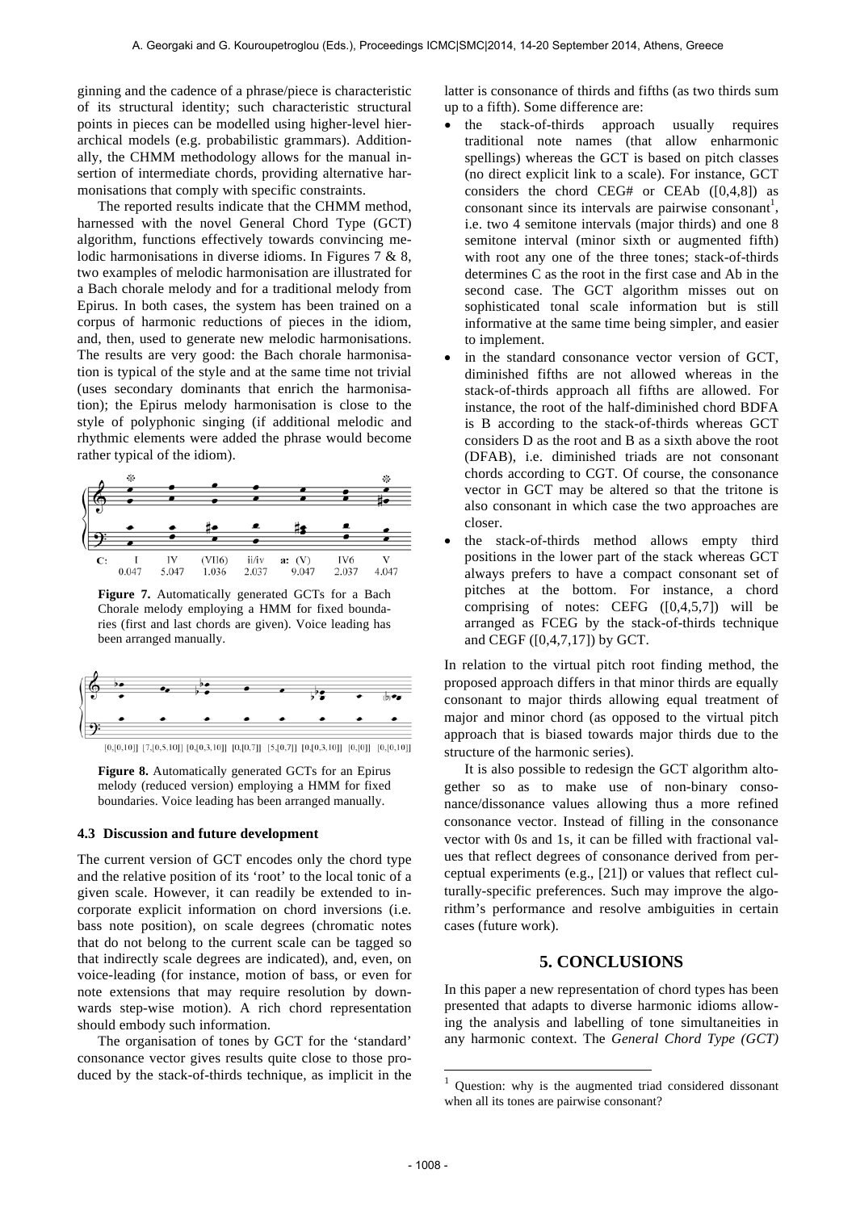ginning and the cadence of a phrase/piece is characteristic of its structural identity; such characteristic structural points in pieces can be modelled using higher-level hierarchical models (e.g. probabilistic grammars). Additionally, the CHMM methodology allows for the manual insertion of intermediate chords, providing alternative harmonisations that comply with specific constraints.

The reported results indicate that the CHMM method, harnessed with the novel General Chord Type (GCT) algorithm, functions effectively towards convincing melodic harmonisations in diverse idioms. In Figures 7 & 8, two examples of melodic harmonisation are illustrated for a Bach chorale melody and for a traditional melody from Epirus. In both cases, the system has been trained on a corpus of harmonic reductions of pieces in the idiom, and, then, used to generate new melodic harmonisations. The results are very good: the Bach chorale harmonisation is typical of the style and at the same time not trivial (uses secondary dominants that enrich the harmonisation); the Epirus melody harmonisation is close to the style of polyphonic singing (if additional melodic and rhythmic elements were added the phrase would become rather typical of the idiom).

**Figure 7.** Automatically generated GCTs for a Bach Chorale melody employing a HMM for fixed boundaries (first and last chords are given). Voice leading has been arranged manually.

**Figure 8.** Automatically generated GCTs for an Epirus melody (reduced version) employing a HMM for fixed boundaries. Voice leading has been arranged manually.

### 4.3 Discussion and future development

The current version of GCT encodes only the chord type and the relative position of its 'root' to the local tonic of a given scale. However, it can readily be extended to incorporate explicit information on chord inversions (i.e. bass note position), on scale degrees (chromatic notes that do not belong to the current scale can be tagged so that indirectly scale degrees are indicated), and, even, on voice-leading (for instance, motion of bass, or even for note extensions that may require resolution by downwards step-wise motion). A rich chord representation should embody such information.

The organisation of tones by GCT for the 'standard' consonance vector gives results quite close to those produced by the stack-of-thirds technique, as implicit in the latter is consonance of thirds and fifths (as two thirds sum up to a fifth). Some difference are:

- the stack-of-thirds approach usually requires traditional note names (that allow enharmonic spellings) whereas the GCT is based on pitch classes (no direct explicit link to a scale). For instance, GCT considers the chord CEG# or CEAb ([0,4,8]) as consonant since its intervals are pairwise consonant[1], i.e. two 4 semitone intervals (major thirds) and one 8 semitone interval (minor sixth or augmented fifth) with root any one of the three tones; stack-of-thirds determines C as the root in the first case and Ab in the second case. The GCT algorithm misses out on sophisticated tonal scale information but is still informative at the same time being simpler, and easier to implement.
- in the standard consonance vector version of GCT, diminished fifths are not allowed whereas in the stack-of-thirds approach all fifths are allowed. For instance, the root of the half-diminished chord BDFA is B according to the stack-of-thirds whereas GCT considers D as the root and B as a sixth above the root (DFAB), i.e. diminished triads are not consonant chords according to CGT. Of course, the consonance vector in GCT may be altered so that the tritone is also consonant in which case the two approaches are closer.
- the stack-of-thirds method allows empty third positions in the lower part of the stack whereas GCT always prefers to have a compact consonant set of pitches at the bottom. For instance, a chord comprising of notes: CEFG ([0,4,5,7]) will be arranged as FCEG by the stack-of-thirds technique and CEGF ([0,4,7,17]) by GCT.

In relation to the virtual pitch root finding method, the proposed approach differs in that minor thirds are equally consonant to major thirds allowing equal treatment of major and minor chord (as opposed to the virtual pitch approach that is biased towards major thirds due to the structure of the harmonic series).

It is also possible to redesign the GCT algorithm altogether so as to make use of non-binary consonance/dissonance values allowing thus a more refined consonance vector. Instead of filling in the consonance vector with 0s and 1s, it can be filled with fractional values that reflect degrees of consonance derived from perceptual experiments (e.g., [21]) or values that reflect culturally-specific preferences. Such may improve the algorithm's performance and resolve ambiguities in certain cases (future work).

## 5. CONCLUSIONS

In this paper a new representation of chord types has been presented that adapts to diverse harmonic idioms allowing the analysis and labelling of tone simultaneities in any harmonic context. The *General Chord Type (GCT)*

[1] Question: why is the augmented triad considered dissonant when all its tones are pairwise consonant?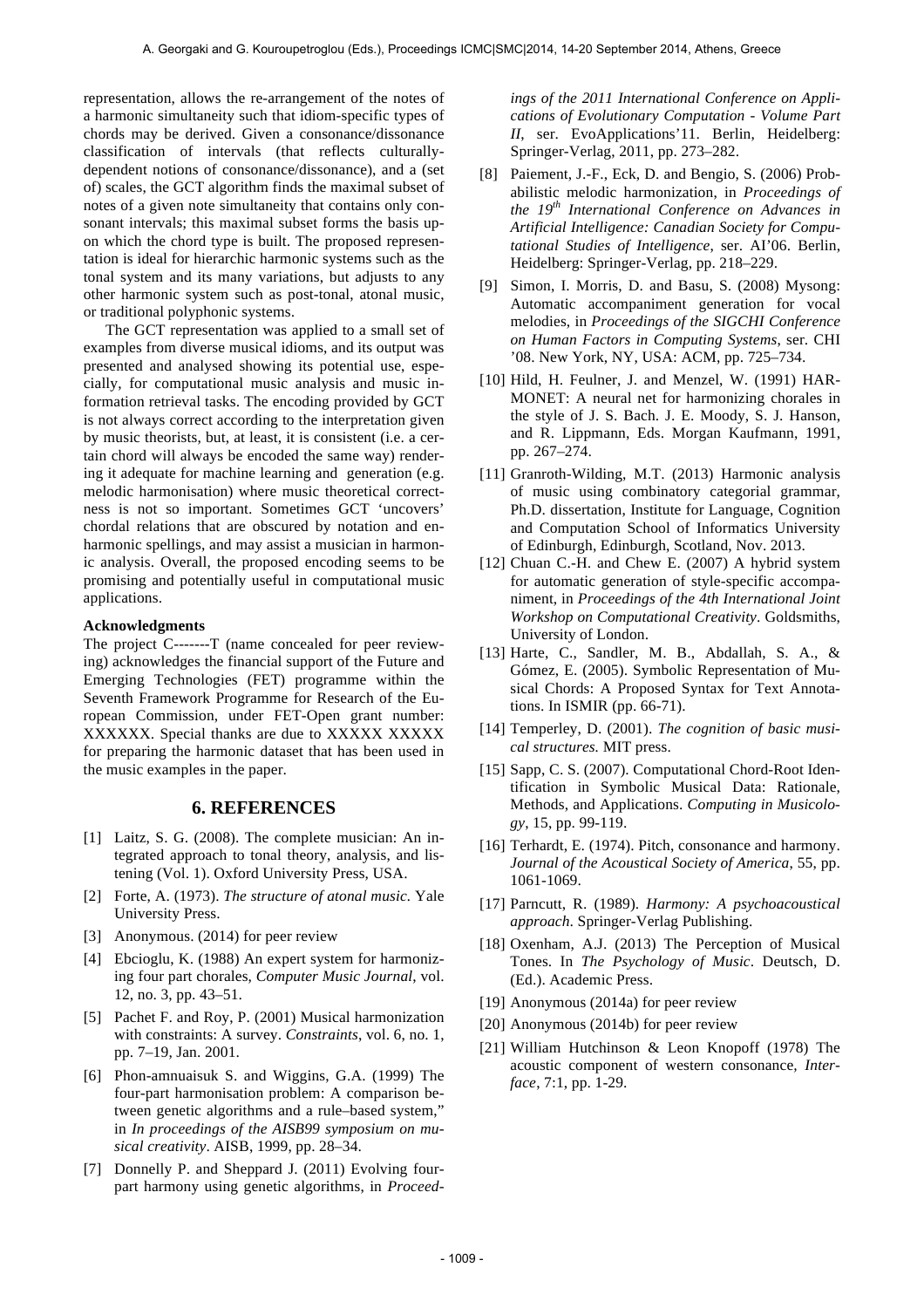representation, allows the re-arrangement of the notes of a harmonic simultaneity such that idiom-specific types of chords may be derived. Given a consonance/dissonance classification of intervals (that reflects culturally-dependent notions of consonance/dissonance), and a (set of) scales, the GCT algorithm finds the maximal subset of notes of a given note simultaneity that contains only consonant intervals; this maximal subset forms the basis upon which the chord type is built. The proposed representation is ideal for hierarchic harmonic systems such as the tonal system and its many variations, but adjusts to any other harmonic system such as post-tonal, atonal music, or traditional polyphonic systems.

The GCT representation was applied to a small set of examples from diverse musical idioms, and its output was presented and analysed showing its potential use, especially, for computational music analysis and music information retrieval tasks. The encoding provided by GCT is not always correct according to the interpretation given by music theorists, but, at least, it is consistent (i.e. a certain chord will always be encoded the same way) rendering it adequate for machine learning and generation (e.g. melodic harmonisation) where music theoretical correctness is not so important. Sometimes GCT 'uncovers' chordal relations that are obscured by notation and enharmonic spellings, and may assist a musician in harmonic analysis. Overall, the proposed encoding seems to be promising and potentially useful in computational music applications.

**Acknowledgments**

The project C-------T (name concealed for peer reviewing) acknowledges the financial support of the Future and Emerging Technologies (FET) programme within the Seventh Framework Programme for Research of the European Commission, under FET-Open grant number: XXXXXX. Special thanks are due to XXXXX XXXXX for preparing the harmonic dataset that has been used in the music examples in the paper.

## 6. REFERENCES

[1] Laitz, S. G. (2008). The complete musician: An integrated approach to tonal theory, analysis, and listening (Vol. 1). Oxford University Press, USA.

[2] Forte, A. (1973). *The structure of atonal music.* Yale University Press.

[3] Anonymous. (2014) for peer review

[4] Ebcioglu, K. (1988) An expert system for harmonizing four part chorales, *Computer Music Journal*, vol. 12, no. 3, pp. 43–51.

[5] Pachet F. and Roy, P. (2001) Musical harmonization with constraints: A survey. *Constraints*, vol. 6, no. 1, pp. 7–19, Jan. 2001.

[6] Phon-amnuaisuk S. and Wiggins, G.A. (1999) The four-part harmonisation problem: A comparison between genetic algorithms and a rule–based system," in *In proceedings of the AISB99 symposium on musical creativity*. AISB, 1999, pp. 28–34.

[7] Donnelly P. and Sheppard J. (2011) Evolving four-part harmony using genetic algorithms, in *Proceedings of the 2011 International Conference on Applications of Evolutionary Computation - Volume Part II*, ser. EvoApplications'11. Berlin, Heidelberg: Springer-Verlag, 2011, pp. 273–282.

[8] Paiement, J.-F., Eck, D. and Bengio, S. (2006) Probabilistic melodic harmonization, in *Proceedings of the 19th International Conference on Advances in Artificial Intelligence: Canadian Society for Computational Studies of Intelligence*, ser. AI'06. Berlin, Heidelberg: Springer-Verlag, pp. 218–229.

[9] Simon, I. Morris, D. and Basu, S. (2008) Mysong: Automatic accompaniment generation for vocal melodies, in *Proceedings of the SIGCHI Conference on Human Factors in Computing Systems*, ser. CHI '08. New York, NY, USA: ACM, pp. 725–734.

[10] Hild, H. Feulner, J. and Menzel, W. (1991) HARMONET: A neural net for harmonizing chorales in the style of J. S. Bach. J. E. Moody, S. J. Hanson, and R. Lippmann, Eds. Morgan Kaufmann, 1991, pp. 267–274.

[11] Granroth-Wilding, M.T. (2013) Harmonic analysis of music using combinatory categorial grammar, Ph.D. dissertation, Institute for Language, Cognition and Computation School of Informatics University of Edinburgh, Edinburgh, Scotland, Nov. 2013.

[12] Chuan C.-H. and Chew E. (2007) A hybrid system for automatic generation of style-specific accompaniment, in *Proceedings of the 4th International Joint Workshop on Computational Creativity*. Goldsmiths, University of London.

[13] Harte, C., Sandler, M. B., Abdallah, S. A., & Gómez, E. (2005). Symbolic Representation of Musical Chords: A Proposed Syntax for Text Annotations. In ISMIR (pp. 66-71).

[14] Temperley, D. (2001). *The cognition of basic musical structures.* MIT press.

[15] Sapp, C. S. (2007). Computational Chord-Root Identification in Symbolic Musical Data: Rationale, Methods, and Applications. *Computing in Musicology*, 15, pp. 99-119.

[16] Terhardt, E. (1974). Pitch, consonance and harmony. *Journal of the Acoustical Society of America*, 55, pp. 1061-1069.

[17] Parncutt, R. (1989). *Harmony: A psychoacoustical approach*. Springer-Verlag Publishing.

[18] Oxenham, A.J. (2013) The Perception of Musical Tones. In *The Psychology of Music*. Deutsch, D. (Ed.). Academic Press.

[19] Anonymous (2014a) for peer review

[20] Anonymous (2014b) for peer review

[21] William Hutchinson & Leon Knopoff (1978) The acoustic component of western consonance, *Interface*, 7:1, pp. 1-29.